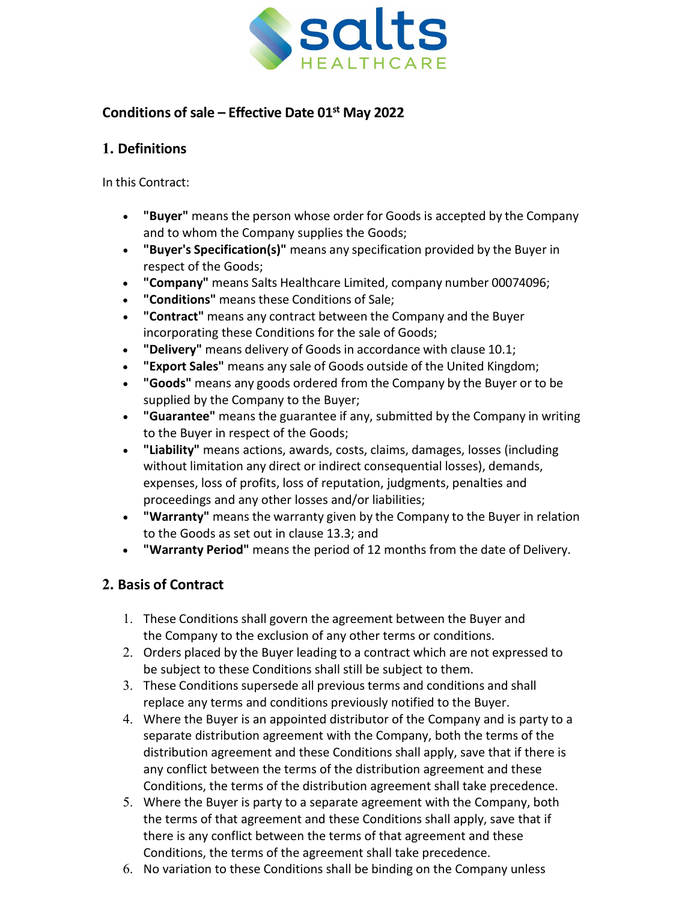## Conditions of sale – Effective Date 01st May 2022

## 1. Definitions

In this Contract:

- **"Buyer"** means the person whose order for Goods is accepted by the Company and to whom the Company supplies the Goods;
- **"Buyer's Specification(s)"** means any specification provided by the Buyer in respect of the Goods;
- **"Company"** means Salts Healthcare Limited, company number 00074096;
- **"Conditions"** means these Conditions of Sale;
- **"Contract"** means any contract between the Company and the Buyer incorporating these Conditions for the sale of Goods;
- **"Delivery"** means delivery of Goods in accordance with clause 10.1;
- **"Export Sales"** means any sale of Goods outside of the United Kingdom;
- **"Goods"** means any goods ordered from the Company by the Buyer or to be supplied by the Company to the Buyer;
- **"Guarantee"** means the guarantee if any, submitted by the Company in writing to the Buyer in respect of the Goods;
- **"Liability"** means actions, awards, costs, claims, damages, losses (including without limitation any direct or indirect consequential losses), demands, expenses, loss of profits, loss of reputation, judgments, penalties and proceedings and any other losses and/or liabilities;
- **"Warranty"** means the warranty given by the Company to the Buyer in relation to the Goods as set out in clause 13.3; and
- **"Warranty Period"** means the period of 12 months from the date of Delivery.

## 2. Basis of Contract

1. These Conditions shall govern the agreement between the Buyer and the Company to the exclusion of any other terms or conditions.
2. Orders placed by the Buyer leading to a contract which are not expressed to be subject to these Conditions shall still be subject to them.
3. These Conditions supersede all previous terms and conditions and shall replace any terms and conditions previously notified to the Buyer.
4. Where the Buyer is an appointed distributor of the Company and is party to a separate distribution agreement with the Company, both the terms of the distribution agreement and these Conditions shall apply, save that if there is any conflict between the terms of the distribution agreement and these Conditions, the terms of the distribution agreement shall take precedence.
5. Where the Buyer is party to a separate agreement with the Company, both the terms of that agreement and these Conditions shall apply, save that if there is any conflict between the terms of that agreement and these Conditions, the terms of the agreement shall take precedence.
6. No variation to these Conditions shall be binding on the Company unless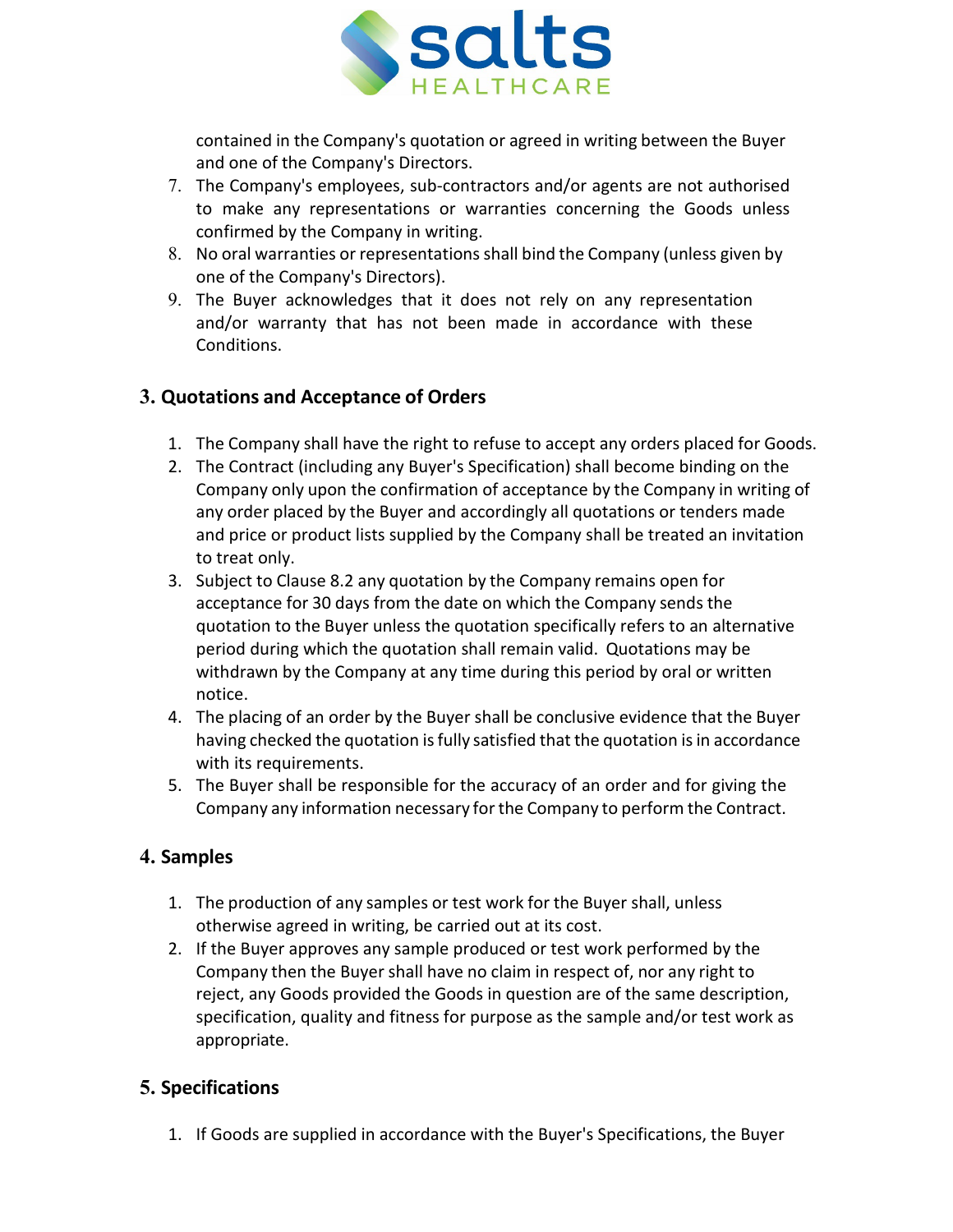contained in the Company's quotation or agreed in writing between the Buyer and one of the Company's Directors.

7. The Company's employees, sub-contractors and/or agents are not authorised to make any representations or warranties concerning the Goods unless confirmed by the Company in writing.
8. No oral warranties or representations shall bind the Company (unless given by one of the Company's Directors).
9. The Buyer acknowledges that it does not rely on any representation and/or warranty that has not been made in accordance with these Conditions.

## 3. Quotations and Acceptance of Orders

1. The Company shall have the right to refuse to accept any orders placed for Goods.
2. The Contract (including any Buyer's Specification) shall become binding on the Company only upon the confirmation of acceptance by the Company in writing of any order placed by the Buyer and accordingly all quotations or tenders made and price or product lists supplied by the Company shall be treated an invitation to treat only.
3. Subject to Clause 8.2 any quotation by the Company remains open for acceptance for 30 days from the date on which the Company sends the quotation to the Buyer unless the quotation specifically refers to an alternative period during which the quotation shall remain valid. Quotations may be withdrawn by the Company at any time during this period by oral or written notice.
4. The placing of an order by the Buyer shall be conclusive evidence that the Buyer having checked the quotation is fully satisfied that the quotation is in accordance with its requirements.
5. The Buyer shall be responsible for the accuracy of an order and for giving the Company any information necessary for the Company to perform the Contract.

## 4. Samples

1. The production of any samples or test work for the Buyer shall, unless otherwise agreed in writing, be carried out at its cost.
2. If the Buyer approves any sample produced or test work performed by the Company then the Buyer shall have no claim in respect of, nor any right to reject, any Goods provided the Goods in question are of the same description, specification, quality and fitness for purpose as the sample and/or test work as appropriate.

## 5. Specifications

1. If Goods are supplied in accordance with the Buyer's Specifications, the Buyer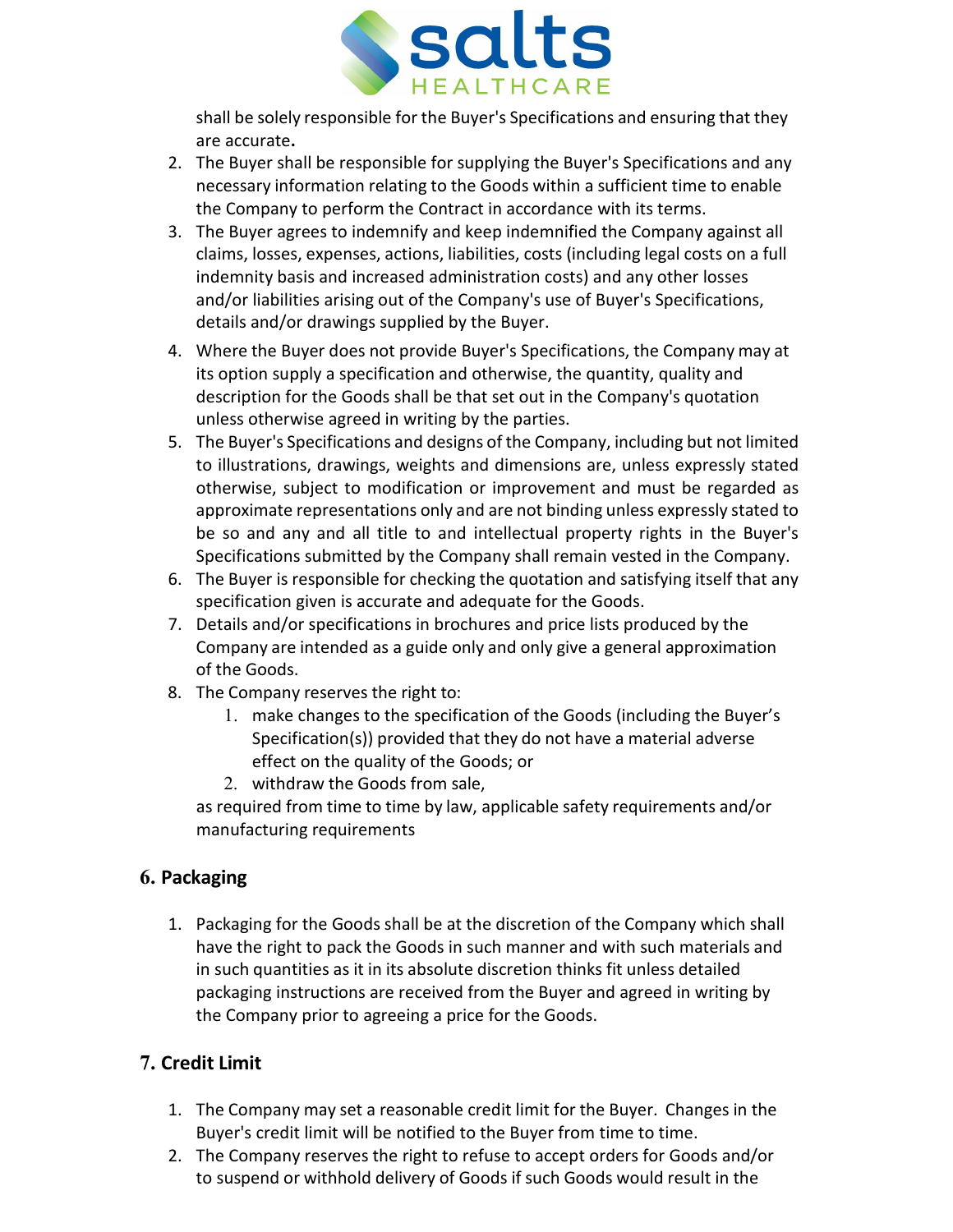shall be solely responsible for the Buyer's Specifications and ensuring that they are accurate**.**

2. The Buyer shall be responsible for supplying the Buyer's Specifications and any necessary information relating to the Goods within a sufficient time to enable the Company to perform the Contract in accordance with its terms.
3. The Buyer agrees to indemnify and keep indemnified the Company against all claims, losses, expenses, actions, liabilities, costs (including legal costs on a full indemnity basis and increased administration costs) and any other losses and/or liabilities arising out of the Company's use of Buyer's Specifications, details and/or drawings supplied by the Buyer.
4. Where the Buyer does not provide Buyer's Specifications, the Company may at its option supply a specification and otherwise, the quantity, quality and description for the Goods shall be that set out in the Company's quotation unless otherwise agreed in writing by the parties.
5. The Buyer's Specifications and designs of the Company, including but not limited to illustrations, drawings, weights and dimensions are, unless expressly stated otherwise, subject to modification or improvement and must be regarded as approximate representations only and are not binding unless expressly stated to be so and any and all title to and intellectual property rights in the Buyer's Specifications submitted by the Company shall remain vested in the Company.
6. The Buyer is responsible for checking the quotation and satisfying itself that any specification given is accurate and adequate for the Goods.
7. Details and/or specifications in brochures and price lists produced by the Company are intended as a guide only and only give a general approximation of the Goods.
8. The Company reserves the right to:
    1. make changes to the specification of the Goods (including the Buyer's Specification(s)) provided that they do not have a material adverse effect on the quality of the Goods; or
    2. withdraw the Goods from sale,

    as required from time to time by law, applicable safety requirements and/or manufacturing requirements

## 6. Packaging

1. Packaging for the Goods shall be at the discretion of the Company which shall have the right to pack the Goods in such manner and with such materials and in such quantities as it in its absolute discretion thinks fit unless detailed packaging instructions are received from the Buyer and agreed in writing by the Company prior to agreeing a price for the Goods.

## 7. Credit Limit

1. The Company may set a reasonable credit limit for the Buyer. Changes in the Buyer's credit limit will be notified to the Buyer from time to time.
2. The Company reserves the right to refuse to accept orders for Goods and/or to suspend or withhold delivery of Goods if such Goods would result in the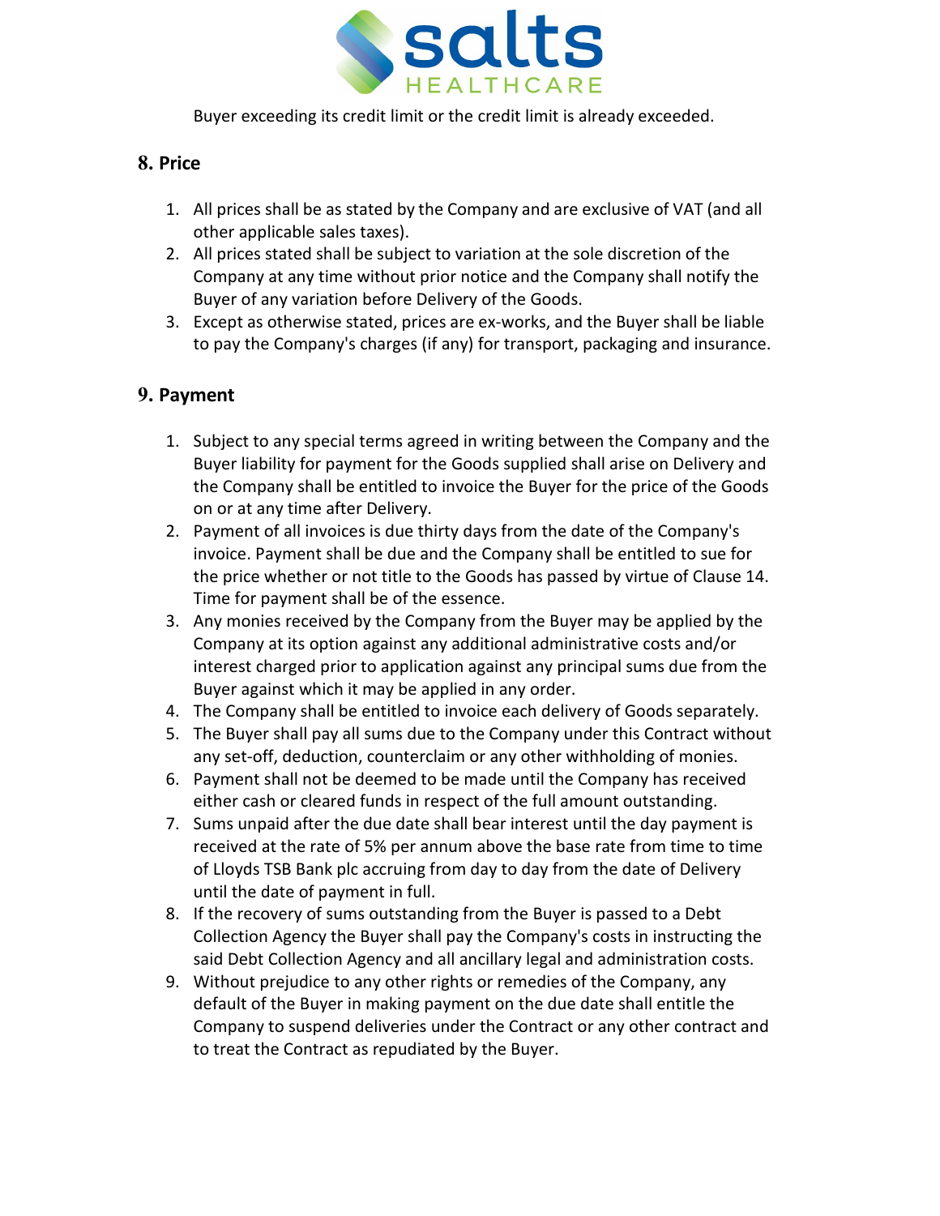Buyer exceeding its credit limit or the credit limit is already exceeded.

## 8. Price

1. All prices shall be as stated by the Company and are exclusive of VAT (and all other applicable sales taxes).
2. All prices stated shall be subject to variation at the sole discretion of the Company at any time without prior notice and the Company shall notify the Buyer of any variation before Delivery of the Goods.
3. Except as otherwise stated, prices are ex-works, and the Buyer shall be liable to pay the Company's charges (if any) for transport, packaging and insurance.

## 9. Payment

1. Subject to any special terms agreed in writing between the Company and the Buyer liability for payment for the Goods supplied shall arise on Delivery and the Company shall be entitled to invoice the Buyer for the price of the Goods on or at any time after Delivery.
2. Payment of all invoices is due thirty days from the date of the Company's invoice. Payment shall be due and the Company shall be entitled to sue for the price whether or not title to the Goods has passed by virtue of Clause 14. Time for payment shall be of the essence.
3. Any monies received by the Company from the Buyer may be applied by the Company at its option against any additional administrative costs and/or interest charged prior to application against any principal sums due from the Buyer against which it may be applied in any order.
4. The Company shall be entitled to invoice each delivery of Goods separately.
5. The Buyer shall pay all sums due to the Company under this Contract without any set-off, deduction, counterclaim or any other withholding of monies.
6. Payment shall not be deemed to be made until the Company has received either cash or cleared funds in respect of the full amount outstanding.
7. Sums unpaid after the due date shall bear interest until the day payment is received at the rate of 5% per annum above the base rate from time to time of Lloyds TSB Bank plc accruing from day to day from the date of Delivery until the date of payment in full.
8. If the recovery of sums outstanding from the Buyer is passed to a Debt Collection Agency the Buyer shall pay the Company's costs in instructing the said Debt Collection Agency and all ancillary legal and administration costs.
9. Without prejudice to any other rights or remedies of the Company, any default of the Buyer in making payment on the due date shall entitle the Company to suspend deliveries under the Contract or any other contract and to treat the Contract as repudiated by the Buyer.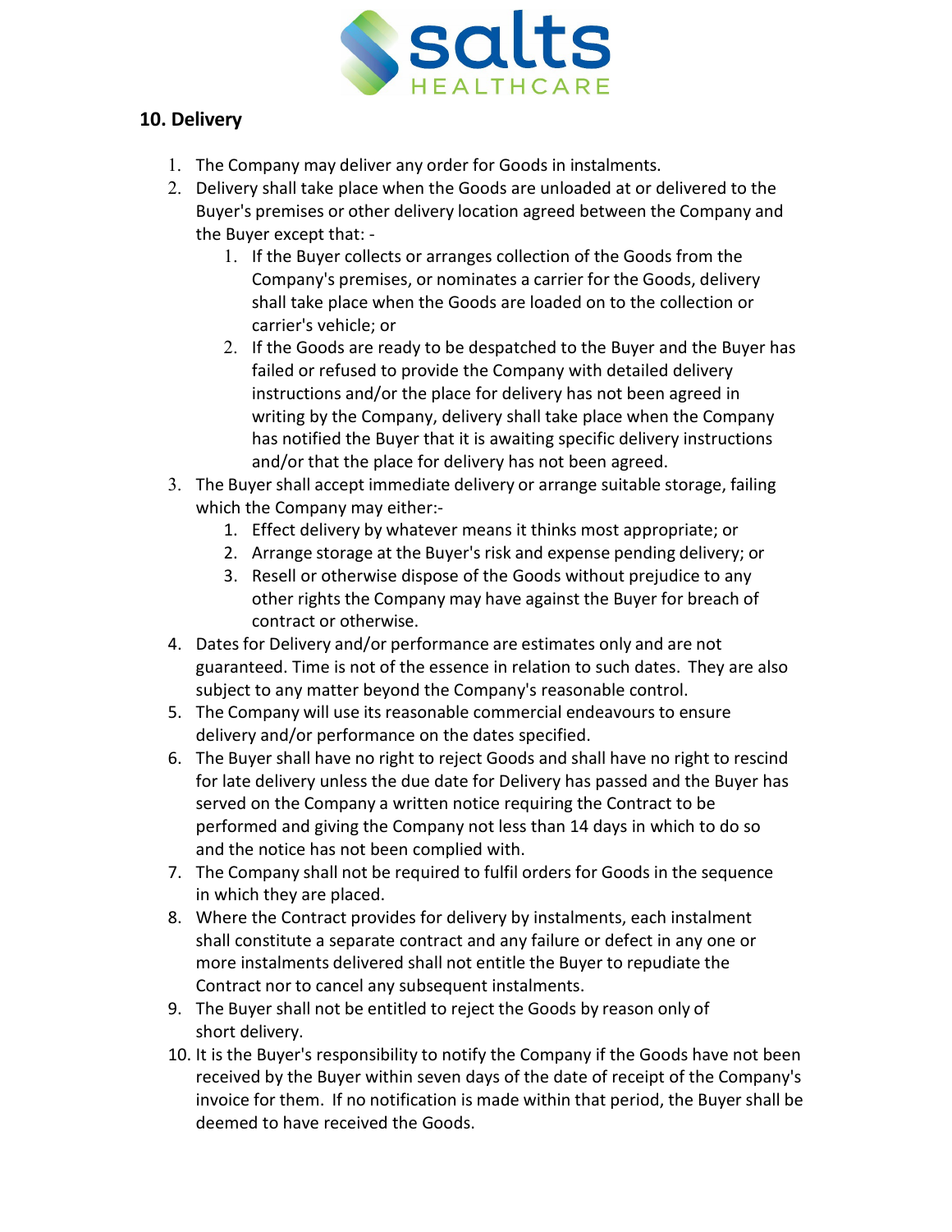## 10. Delivery

1. The Company may deliver any order for Goods in instalments.
2. Delivery shall take place when the Goods are unloaded at or delivered to the Buyer's premises or other delivery location agreed between the Company and the Buyer except that: -
   1. If the Buyer collects or arranges collection of the Goods from the Company's premises, or nominates a carrier for the Goods, delivery shall take place when the Goods are loaded on to the collection or carrier's vehicle; or
   2. If the Goods are ready to be despatched to the Buyer and the Buyer has failed or refused to provide the Company with detailed delivery instructions and/or the place for delivery has not been agreed in writing by the Company, delivery shall take place when the Company has notified the Buyer that it is awaiting specific delivery instructions and/or that the place for delivery has not been agreed.
3. The Buyer shall accept immediate delivery or arrange suitable storage, failing which the Company may either:-
   1. Effect delivery by whatever means it thinks most appropriate; or
   2. Arrange storage at the Buyer's risk and expense pending delivery; or
   3. Resell or otherwise dispose of the Goods without prejudice to any other rights the Company may have against the Buyer for breach of contract or otherwise.
4. Dates for Delivery and/or performance are estimates only and are not guaranteed. Time is not of the essence in relation to such dates. They are also subject to any matter beyond the Company's reasonable control.
5. The Company will use its reasonable commercial endeavours to ensure delivery and/or performance on the dates specified.
6. The Buyer shall have no right to reject Goods and shall have no right to rescind for late delivery unless the due date for Delivery has passed and the Buyer has served on the Company a written notice requiring the Contract to be performed and giving the Company not less than 14 days in which to do so and the notice has not been complied with.
7. The Company shall not be required to fulfil orders for Goods in the sequence in which they are placed.
8. Where the Contract provides for delivery by instalments, each instalment shall constitute a separate contract and any failure or defect in any one or more instalments delivered shall not entitle the Buyer to repudiate the Contract nor to cancel any subsequent instalments.
9. The Buyer shall not be entitled to reject the Goods by reason only of short delivery.
10. It is the Buyer's responsibility to notify the Company if the Goods have not been received by the Buyer within seven days of the date of receipt of the Company's invoice for them. If no notification is made within that period, the Buyer shall be deemed to have received the Goods.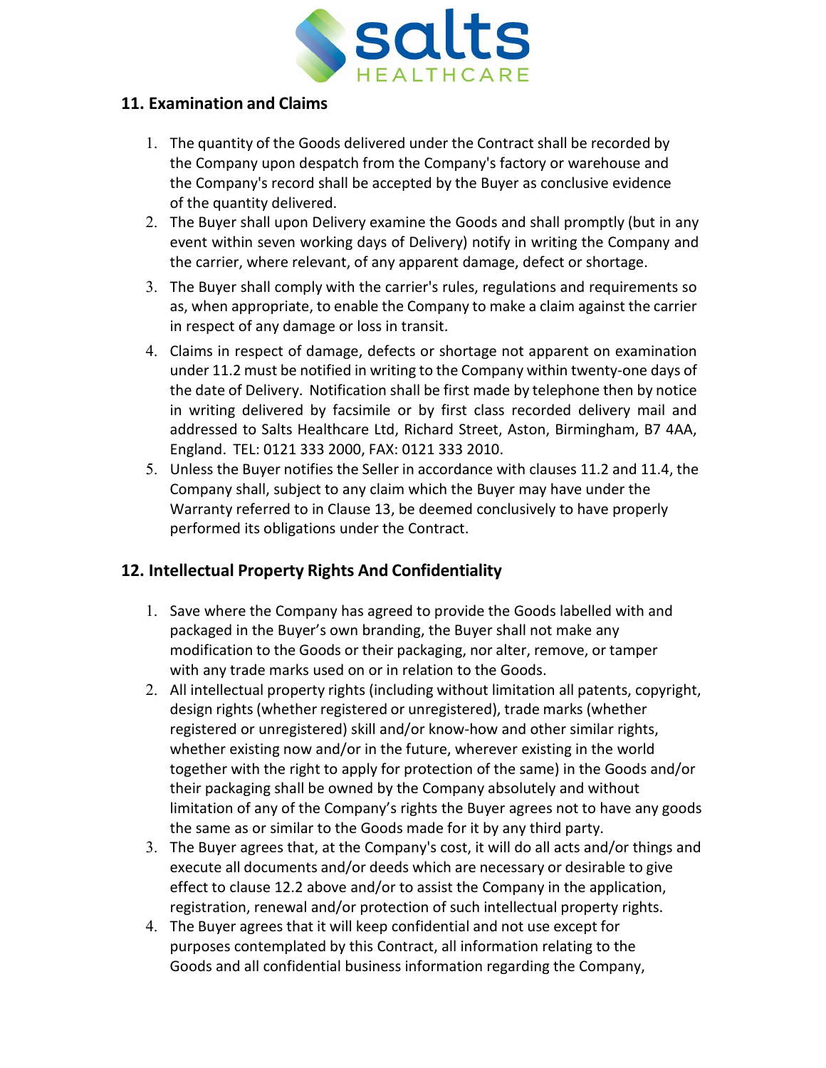## 11. Examination and Claims

1. The quantity of the Goods delivered under the Contract shall be recorded by the Company upon despatch from the Company's factory or warehouse and the Company's record shall be accepted by the Buyer as conclusive evidence of the quantity delivered.
2. The Buyer shall upon Delivery examine the Goods and shall promptly (but in any event within seven working days of Delivery) notify in writing the Company and the carrier, where relevant, of any apparent damage, defect or shortage.
3. The Buyer shall comply with the carrier's rules, regulations and requirements so as, when appropriate, to enable the Company to make a claim against the carrier in respect of any damage or loss in transit.
4. Claims in respect of damage, defects or shortage not apparent on examination under 11.2 must be notified in writing to the Company within twenty-one days of the date of Delivery. Notification shall be first made by telephone then by notice in writing delivered by facsimile or by first class recorded delivery mail and addressed to Salts Healthcare Ltd, Richard Street, Aston, Birmingham, B7 4AA, England. TEL: 0121 333 2000, FAX: 0121 333 2010.
5. Unless the Buyer notifies the Seller in accordance with clauses 11.2 and 11.4, the Company shall, subject to any claim which the Buyer may have under the Warranty referred to in Clause 13, be deemed conclusively to have properly performed its obligations under the Contract.

## 12. Intellectual Property Rights And Confidentiality

1. Save where the Company has agreed to provide the Goods labelled with and packaged in the Buyer's own branding, the Buyer shall not make any modification to the Goods or their packaging, nor alter, remove, or tamper with any trade marks used on or in relation to the Goods.
2. All intellectual property rights (including without limitation all patents, copyright, design rights (whether registered or unregistered), trade marks (whether registered or unregistered) skill and/or know-how and other similar rights, whether existing now and/or in the future, wherever existing in the world together with the right to apply for protection of the same) in the Goods and/or their packaging shall be owned by the Company absolutely and without limitation of any of the Company's rights the Buyer agrees not to have any goods the same as or similar to the Goods made for it by any third party.
3. The Buyer agrees that, at the Company's cost, it will do all acts and/or things and execute all documents and/or deeds which are necessary or desirable to give effect to clause 12.2 above and/or to assist the Company in the application, registration, renewal and/or protection of such intellectual property rights.
4. The Buyer agrees that it will keep confidential and not use except for purposes contemplated by this Contract, all information relating to the Goods and all confidential business information regarding the Company,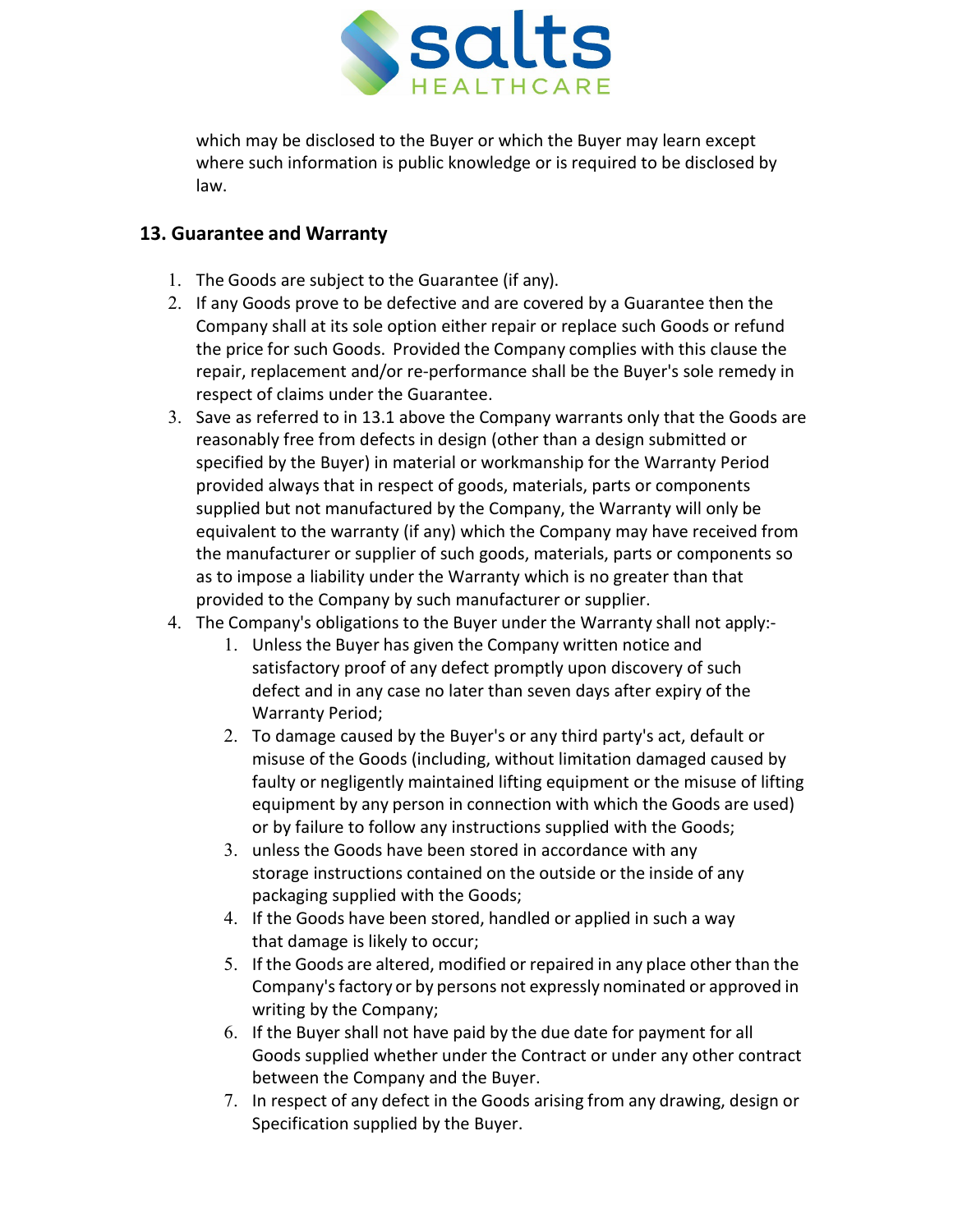which may be disclosed to the Buyer or which the Buyer may learn except where such information is public knowledge or is required to be disclosed by law.

## 13. Guarantee and Warranty

1. The Goods are subject to the Guarantee (if any).
2. If any Goods prove to be defective and are covered by a Guarantee then the Company shall at its sole option either repair or replace such Goods or refund the price for such Goods. Provided the Company complies with this clause the repair, replacement and/or re-performance shall be the Buyer's sole remedy in respect of claims under the Guarantee.
3. Save as referred to in 13.1 above the Company warrants only that the Goods are reasonably free from defects in design (other than a design submitted or specified by the Buyer) in material or workmanship for the Warranty Period provided always that in respect of goods, materials, parts or components supplied but not manufactured by the Company, the Warranty will only be equivalent to the warranty (if any) which the Company may have received from the manufacturer or supplier of such goods, materials, parts or components so as to impose a liability under the Warranty which is no greater than that provided to the Company by such manufacturer or supplier.
4. The Company's obligations to the Buyer under the Warranty shall not apply:-
    1. Unless the Buyer has given the Company written notice and satisfactory proof of any defect promptly upon discovery of such defect and in any case no later than seven days after expiry of the Warranty Period;
    2. To damage caused by the Buyer's or any third party's act, default or misuse of the Goods (including, without limitation damaged caused by faulty or negligently maintained lifting equipment or the misuse of lifting equipment by any person in connection with which the Goods are used) or by failure to follow any instructions supplied with the Goods;
    3. unless the Goods have been stored in accordance with any storage instructions contained on the outside or the inside of any packaging supplied with the Goods;
    4. If the Goods have been stored, handled or applied in such a way that damage is likely to occur;
    5. If the Goods are altered, modified or repaired in any place other than the Company's factory or by persons not expressly nominated or approved in writing by the Company;
    6. If the Buyer shall not have paid by the due date for payment for all Goods supplied whether under the Contract or under any other contract between the Company and the Buyer.
    7. In respect of any defect in the Goods arising from any drawing, design or Specification supplied by the Buyer.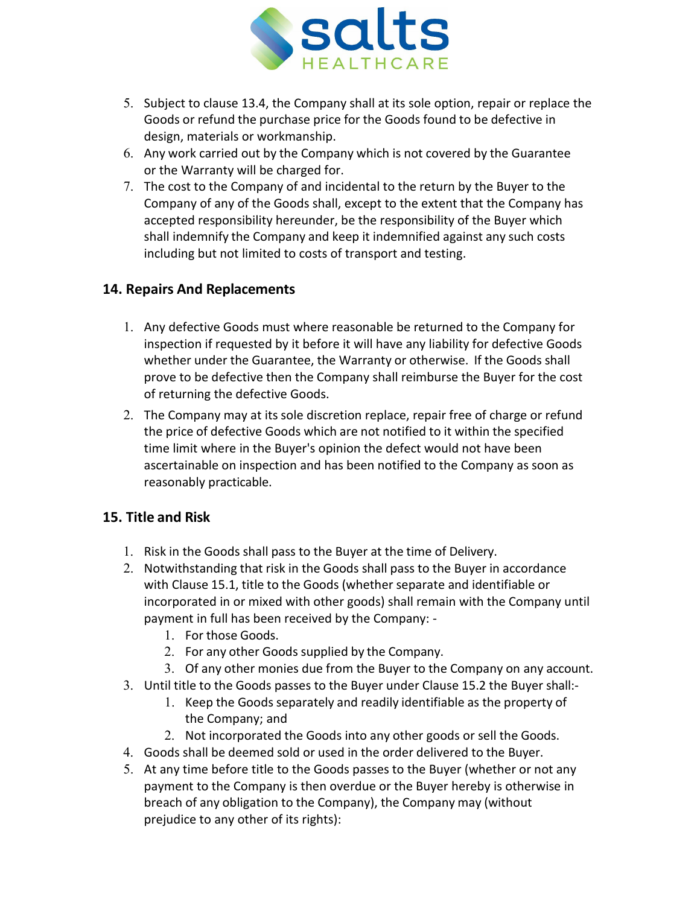5. Subject to clause 13.4, the Company shall at its sole option, repair or replace the Goods or refund the purchase price for the Goods found to be defective in design, materials or workmanship.
6. Any work carried out by the Company which is not covered by the Guarantee or the Warranty will be charged for.
7. The cost to the Company of and incidental to the return by the Buyer to the Company of any of the Goods shall, except to the extent that the Company has accepted responsibility hereunder, be the responsibility of the Buyer which shall indemnify the Company and keep it indemnified against any such costs including but not limited to costs of transport and testing.

## 14. Repairs And Replacements

1. Any defective Goods must where reasonable be returned to the Company for inspection if requested by it before it will have any liability for defective Goods whether under the Guarantee, the Warranty or otherwise. If the Goods shall prove to be defective then the Company shall reimburse the Buyer for the cost of returning the defective Goods.
2. The Company may at its sole discretion replace, repair free of charge or refund the price of defective Goods which are not notified to it within the specified time limit where in the Buyer's opinion the defect would not have been ascertainable on inspection and has been notified to the Company as soon as reasonably practicable.

## 15. Title and Risk

1. Risk in the Goods shall pass to the Buyer at the time of Delivery.
2. Notwithstanding that risk in the Goods shall pass to the Buyer in accordance with Clause 15.1, title to the Goods (whether separate and identifiable or incorporated in or mixed with other goods) shall remain with the Company until payment in full has been received by the Company: -
   1. For those Goods.
   2. For any other Goods supplied by the Company.
   3. Of any other monies due from the Buyer to the Company on any account.
3. Until title to the Goods passes to the Buyer under Clause 15.2 the Buyer shall:-
   1. Keep the Goods separately and readily identifiable as the property of the Company; and
   2. Not incorporated the Goods into any other goods or sell the Goods.
4. Goods shall be deemed sold or used in the order delivered to the Buyer.
5. At any time before title to the Goods passes to the Buyer (whether or not any payment to the Company is then overdue or the Buyer hereby is otherwise in breach of any obligation to the Company), the Company may (without prejudice to any other of its rights):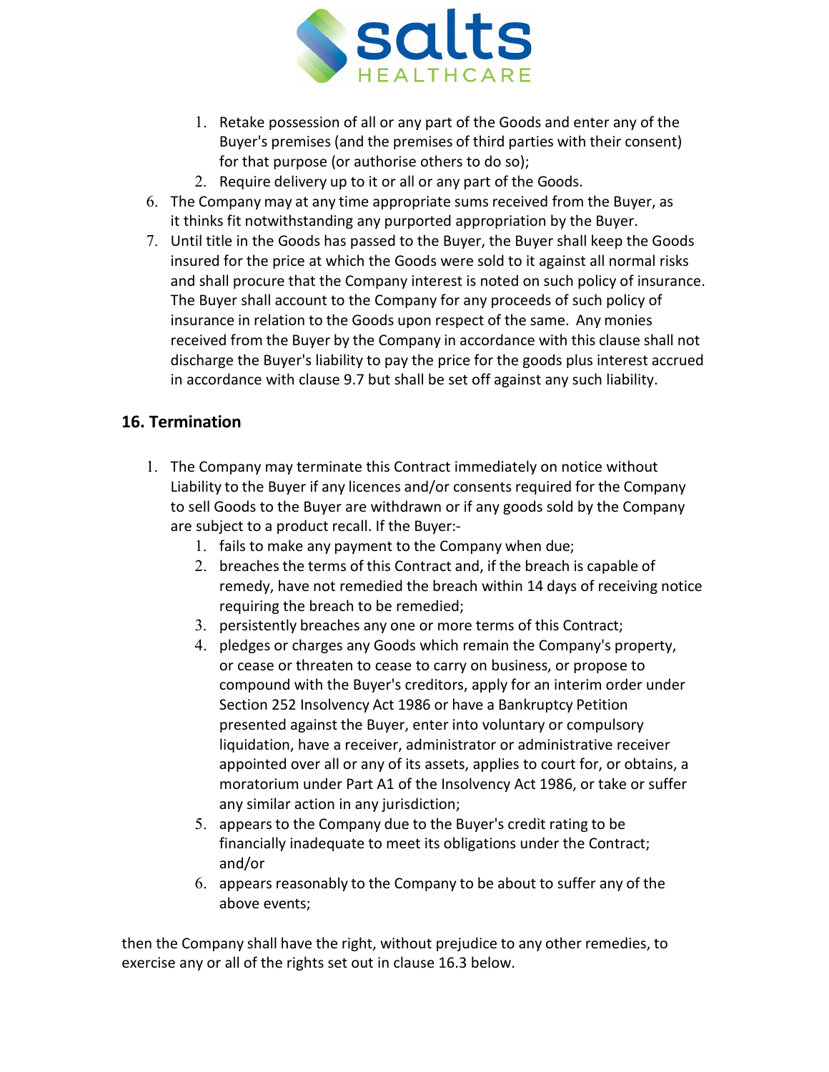1. Retake possession of all or any part of the Goods and enter any of the Buyer's premises (and the premises of third parties with their consent) for that purpose (or authorise others to do so);
2. Require delivery up to it or all or any part of the Goods.

6. The Company may at any time appropriate sums received from the Buyer, as it thinks fit notwithstanding any purported appropriation by the Buyer.
7. Until title in the Goods has passed to the Buyer, the Buyer shall keep the Goods insured for the price at which the Goods were sold to it against all normal risks and shall procure that the Company interest is noted on such policy of insurance. The Buyer shall account to the Company for any proceeds of such policy of insurance in relation to the Goods upon respect of the same. Any monies received from the Buyer by the Company in accordance with this clause shall not discharge the Buyer's liability to pay the price for the goods plus interest accrued in accordance with clause 9.7 but shall be set off against any such liability.

### 16. Termination

1. The Company may terminate this Contract immediately on notice without Liability to the Buyer if any licences and/or consents required for the Company to sell Goods to the Buyer are withdrawn or if any goods sold by the Company are subject to a product recall. If the Buyer:-
   1. fails to make any payment to the Company when due;
   2. breaches the terms of this Contract and, if the breach is capable of remedy, have not remedied the breach within 14 days of receiving notice requiring the breach to be remedied;
   3. persistently breaches any one or more terms of this Contract;
   4. pledges or charges any Goods which remain the Company's property, or cease or threaten to cease to carry on business, or propose to compound with the Buyer's creditors, apply for an interim order under Section 252 Insolvency Act 1986 or have a Bankruptcy Petition presented against the Buyer, enter into voluntary or compulsory liquidation, have a receiver, administrator or administrative receiver appointed over all or any of its assets, applies to court for, or obtains, a moratorium under Part A1 of the Insolvency Act 1986, or take or suffer any similar action in any jurisdiction;
   5. appears to the Company due to the Buyer's credit rating to be financially inadequate to meet its obligations under the Contract; and/or
   6. appears reasonably to the Company to be about to suffer any of the above events;

then the Company shall have the right, without prejudice to any other remedies, to exercise any or all of the rights set out in clause 16.3 below.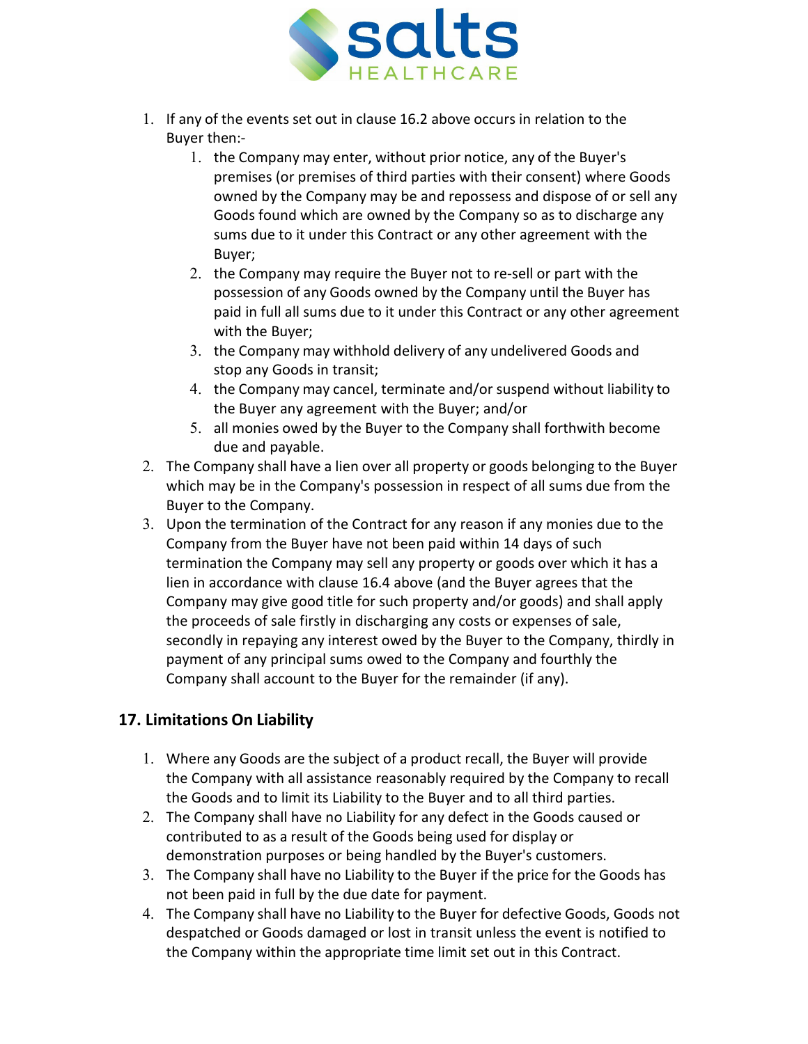1. If any of the events set out in clause 16.2 above occurs in relation to the Buyer then:-
    1. the Company may enter, without prior notice, any of the Buyer's premises (or premises of third parties with their consent) where Goods owned by the Company may be and repossess and dispose of or sell any Goods found which are owned by the Company so as to discharge any sums due to it under this Contract or any other agreement with the Buyer;
    2. the Company may require the Buyer not to re-sell or part with the possession of any Goods owned by the Company until the Buyer has paid in full all sums due to it under this Contract or any other agreement with the Buyer;
    3. the Company may withhold delivery of any undelivered Goods and stop any Goods in transit;
    4. the Company may cancel, terminate and/or suspend without liability to the Buyer any agreement with the Buyer; and/or
    5. all monies owed by the Buyer to the Company shall forthwith become due and payable.
2. The Company shall have a lien over all property or goods belonging to the Buyer which may be in the Company's possession in respect of all sums due from the Buyer to the Company.
3. Upon the termination of the Contract for any reason if any monies due to the Company from the Buyer have not been paid within 14 days of such termination the Company may sell any property or goods over which it has a lien in accordance with clause 16.4 above (and the Buyer agrees that the Company may give good title for such property and/or goods) and shall apply the proceeds of sale firstly in discharging any costs or expenses of sale, secondly in repaying any interest owed by the Buyer to the Company, thirdly in payment of any principal sums owed to the Company and fourthly the Company shall account to the Buyer for the remainder (if any).

## 17. Limitations On Liability

1. Where any Goods are the subject of a product recall, the Buyer will provide the Company with all assistance reasonably required by the Company to recall the Goods and to limit its Liability to the Buyer and to all third parties.
2. The Company shall have no Liability for any defect in the Goods caused or contributed to as a result of the Goods being used for display or demonstration purposes or being handled by the Buyer's customers.
3. The Company shall have no Liability to the Buyer if the price for the Goods has not been paid in full by the due date for payment.
4. The Company shall have no Liability to the Buyer for defective Goods, Goods not despatched or Goods damaged or lost in transit unless the event is notified to the Company within the appropriate time limit set out in this Contract.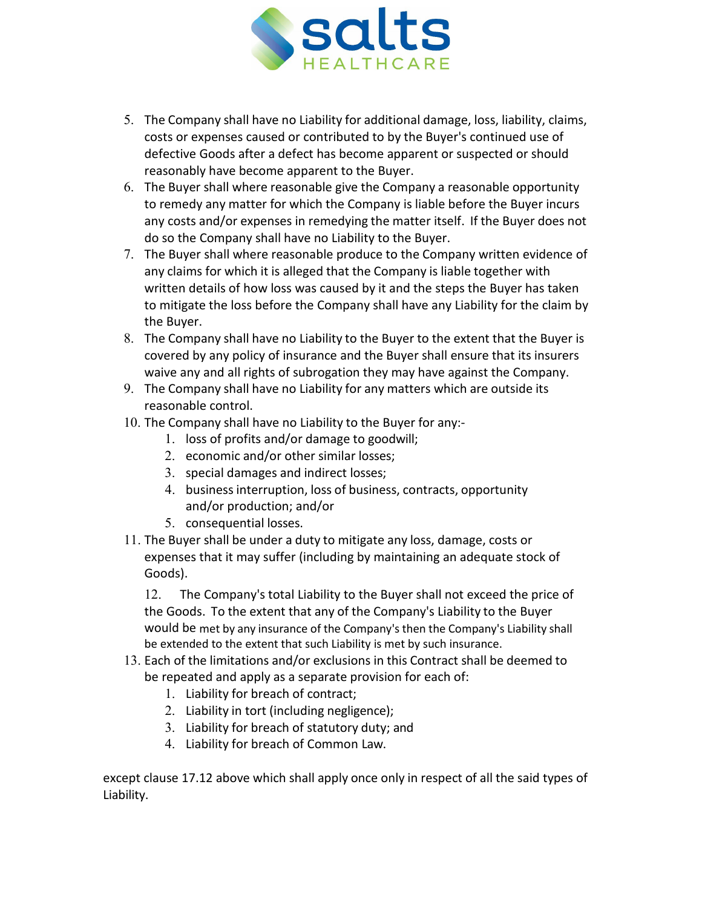5. The Company shall have no Liability for additional damage, loss, liability, claims, costs or expenses caused or contributed to by the Buyer's continued use of defective Goods after a defect has become apparent or suspected or should reasonably have become apparent to the Buyer.
6. The Buyer shall where reasonable give the Company a reasonable opportunity to remedy any matter for which the Company is liable before the Buyer incurs any costs and/or expenses in remedying the matter itself. If the Buyer does not do so the Company shall have no Liability to the Buyer.
7. The Buyer shall where reasonable produce to the Company written evidence of any claims for which it is alleged that the Company is liable together with written details of how loss was caused by it and the steps the Buyer has taken to mitigate the loss before the Company shall have any Liability for the claim by the Buyer.
8. The Company shall have no Liability to the Buyer to the extent that the Buyer is covered by any policy of insurance and the Buyer shall ensure that its insurers waive any and all rights of subrogation they may have against the Company.
9. The Company shall have no Liability for any matters which are outside its reasonable control.
10. The Company shall have no Liability to the Buyer for any:-
    1. loss of profits and/or damage to goodwill;
    2. economic and/or other similar losses;
    3. special damages and indirect losses;
    4. business interruption, loss of business, contracts, opportunity and/or production; and/or
    5. consequential losses.
11. The Buyer shall be under a duty to mitigate any loss, damage, costs or expenses that it may suffer (including by maintaining an adequate stock of Goods).
12. The Company's total Liability to the Buyer shall not exceed the price of the Goods. To the extent that any of the Company's Liability to the Buyer would be met by any insurance of the Company's then the Company's Liability shall be extended to the extent that such Liability is met by such insurance.
13. Each of the limitations and/or exclusions in this Contract shall be deemed to be repeated and apply as a separate provision for each of:
    1. Liability for breach of contract;
    2. Liability in tort (including negligence);
    3. Liability for breach of statutory duty; and
    4. Liability for breach of Common Law.

except clause 17.12 above which shall apply once only in respect of all the said types of Liability.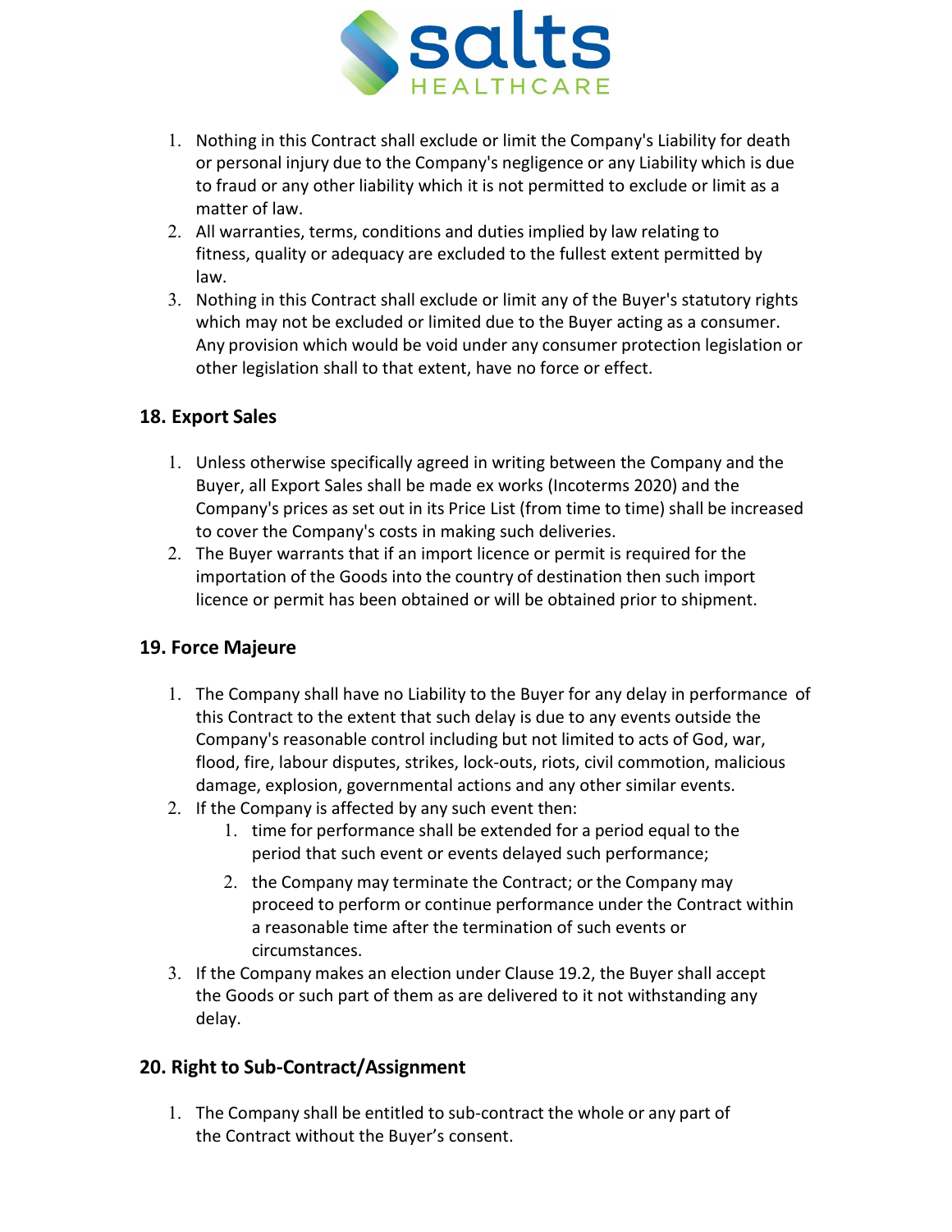1. Nothing in this Contract shall exclude or limit the Company's Liability for death or personal injury due to the Company's negligence or any Liability which is due to fraud or any other liability which it is not permitted to exclude or limit as a matter of law.
2. All warranties, terms, conditions and duties implied by law relating to fitness, quality or adequacy are excluded to the fullest extent permitted by law.
3. Nothing in this Contract shall exclude or limit any of the Buyer's statutory rights which may not be excluded or limited due to the Buyer acting as a consumer. Any provision which would be void under any consumer protection legislation or other legislation shall to that extent, have no force or effect.

## 18. Export Sales

1. Unless otherwise specifically agreed in writing between the Company and the Buyer, all Export Sales shall be made ex works (Incoterms 2020) and the Company's prices as set out in its Price List (from time to time) shall be increased to cover the Company's costs in making such deliveries.
2. The Buyer warrants that if an import licence or permit is required for the importation of the Goods into the country of destination then such import licence or permit has been obtained or will be obtained prior to shipment.

## 19. Force Majeure

1. The Company shall have no Liability to the Buyer for any delay in performance of this Contract to the extent that such delay is due to any events outside the Company's reasonable control including but not limited to acts of God, war, flood, fire, labour disputes, strikes, lock-outs, riots, civil commotion, malicious damage, explosion, governmental actions and any other similar events.
2. If the Company is affected by any such event then:
   1. time for performance shall be extended for a period equal to the period that such event or events delayed such performance;
   2. the Company may terminate the Contract; or the Company may proceed to perform or continue performance under the Contract within a reasonable time after the termination of such events or circumstances.
3. If the Company makes an election under Clause 19.2, the Buyer shall accept the Goods or such part of them as are delivered to it not withstanding any delay.

## 20. Right to Sub-Contract/Assignment

1. The Company shall be entitled to sub-contract the whole or any part of the Contract without the Buyer's consent.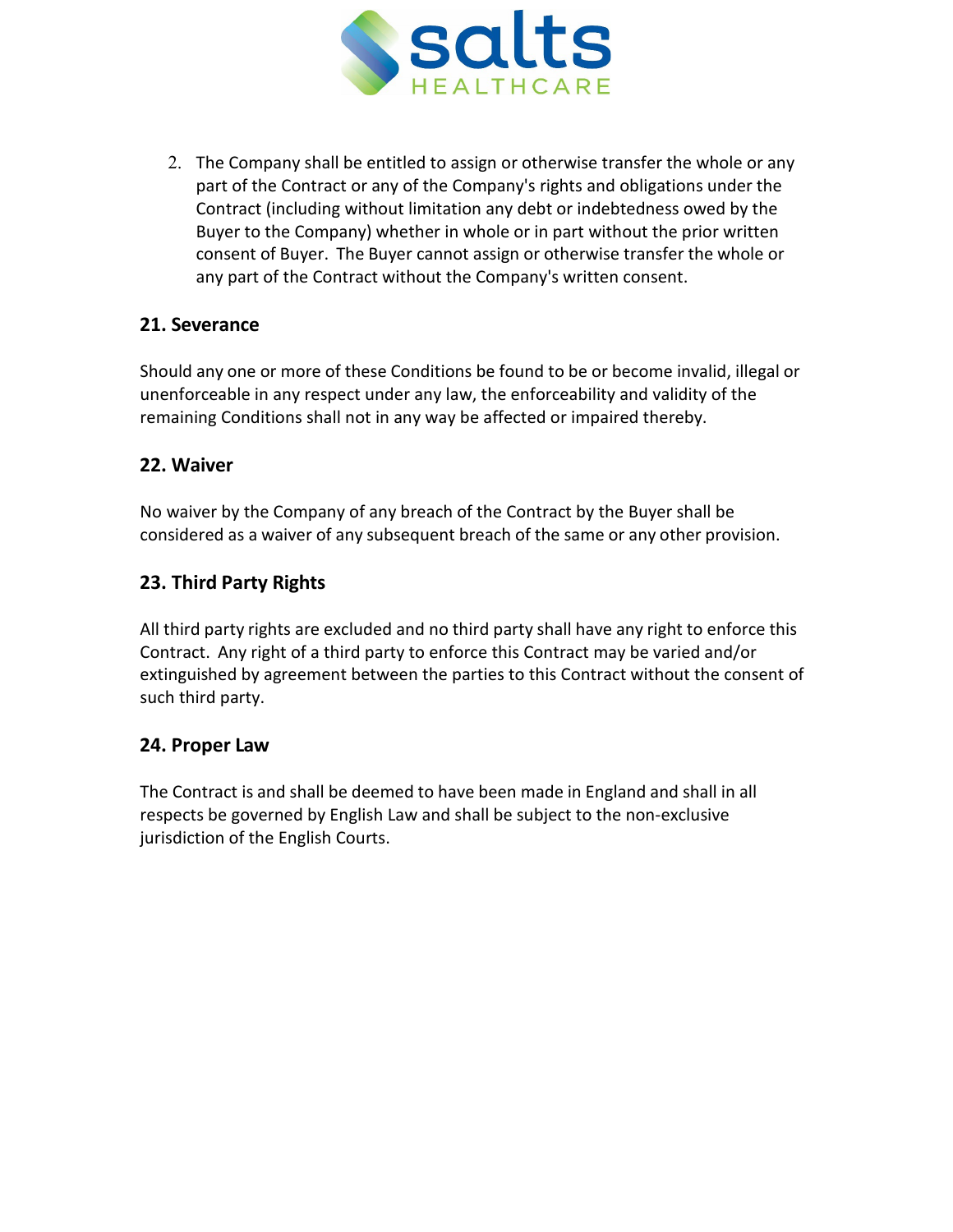2. The Company shall be entitled to assign or otherwise transfer the whole or any part of the Contract or any of the Company's rights and obligations under the Contract (including without limitation any debt or indebtedness owed by the Buyer to the Company) whether in whole or in part without the prior written consent of Buyer. The Buyer cannot assign or otherwise transfer the whole or any part of the Contract without the Company's written consent.

### 21. Severance

Should any one or more of these Conditions be found to be or become invalid, illegal or unenforceable in any respect under any law, the enforceability and validity of the remaining Conditions shall not in any way be affected or impaired thereby.

### 22. Waiver

No waiver by the Company of any breach of the Contract by the Buyer shall be considered as a waiver of any subsequent breach of the same or any other provision.

### 23. Third Party Rights

All third party rights are excluded and no third party shall have any right to enforce this Contract. Any right of a third party to enforce this Contract may be varied and/or extinguished by agreement between the parties to this Contract without the consent of such third party.

### 24. Proper Law

The Contract is and shall be deemed to have been made in England and shall in all respects be governed by English Law and shall be subject to the non-exclusive jurisdiction of the English Courts.